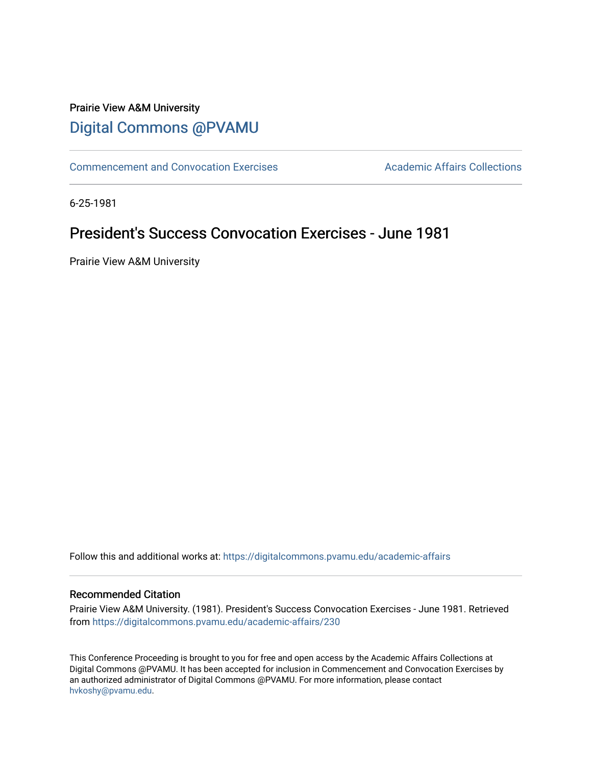Prairie View A&M University

# Digital Commons @PVAMU

Commencement and Convocation Exercises

Academic Affairs Collections

6-25-1981

## President's Success Convocation Exercises - June 1981

Prairie View A&M University

Follow this and additional works at: https://digitalcommons.pvamu.edu/academic-affairs

### Recommended Citation

Prairie View A&M University. (1981). President's Success Convocation Exercises - June 1981. Retrieved from https://digitalcommons.pvamu.edu/academic-affairs/230

This Conference Proceeding is brought to you for free and open access by the Academic Affairs Collections at Digital Commons @PVAMU. It has been accepted for inclusion in Commencement and Convocation Exercises by an authorized administrator of Digital Commons @PVAMU. For more information, please contact hvkoshy@pvamu.edu.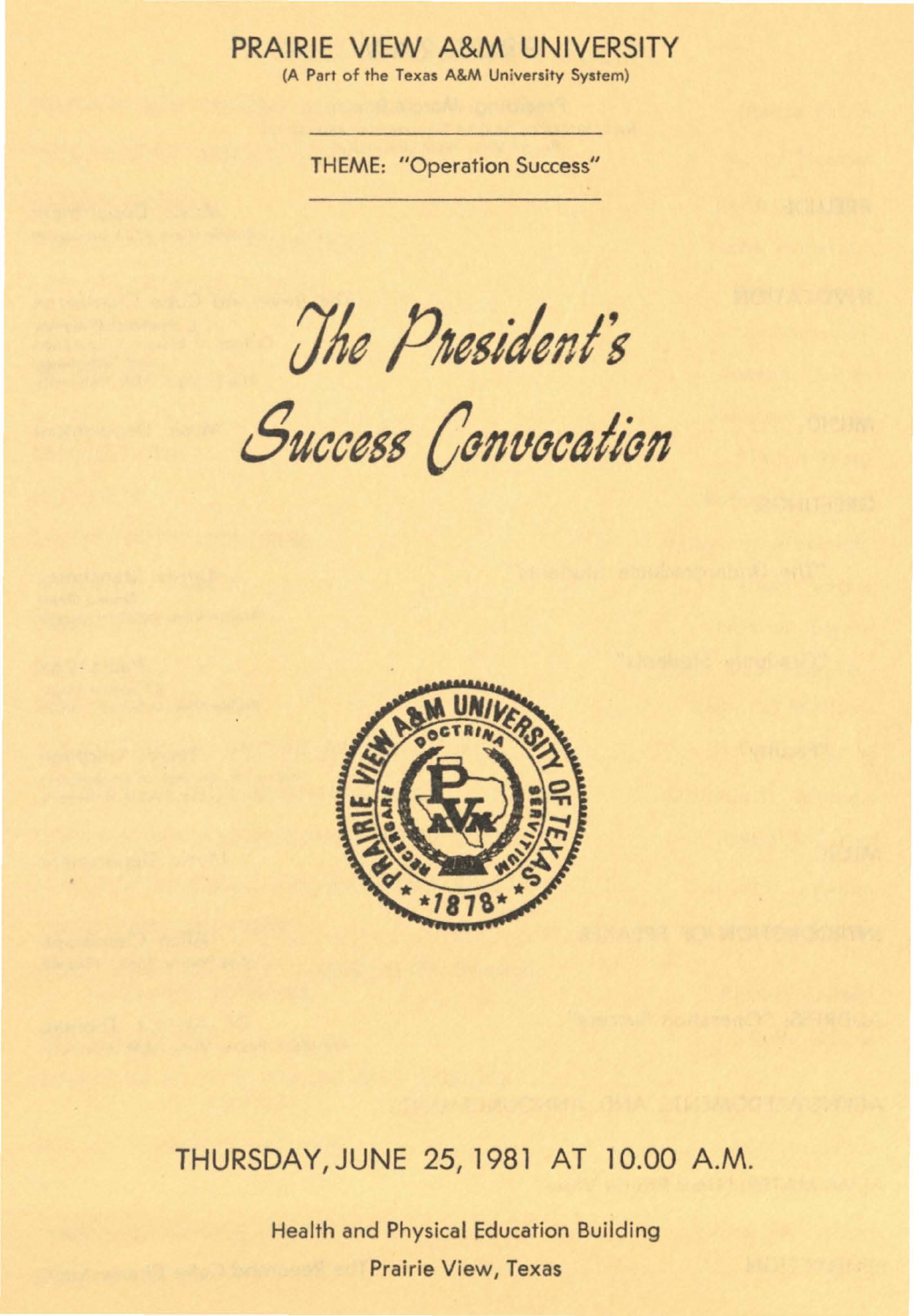# PRAIRIE VIEW A&M UNIVERSITY

(A Part of the Texas A&M University System)

THEME: "Operation Success"

## *The President's Success Convocation*

## THURSDAY, JUNE 25, 1981 AT 10.00 A.M.

Health and Physical Education Building

Prairie View, Texas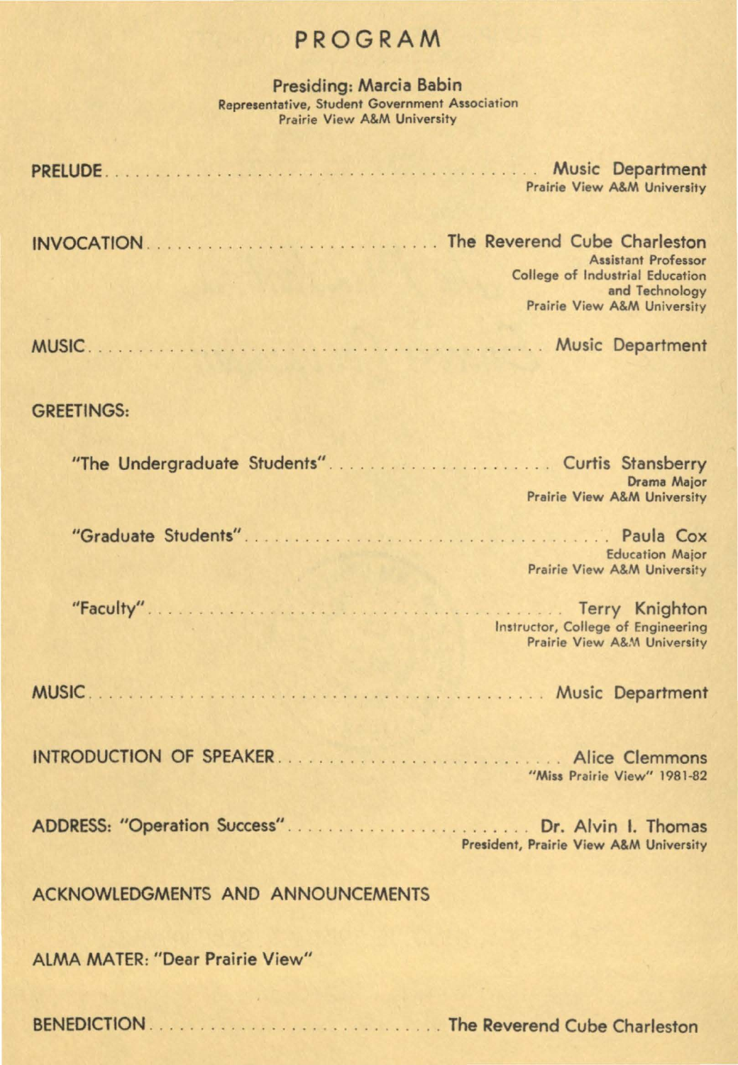# PROGRAM

**Presiding: Marcia Babin**
Representative, Student Government Association
Prairie View A&M University

**PRELUDE** . . . . . . . . . . . . . . . . . . . . Music Department
Prairie View A&M University

**INVOCATION** . . . . . . . . . . . . . . . . . . . . The Reverend Cube Charleston
Assistant Professor
College of Industrial Education and Technology
Prairie View A&M University

**MUSIC** . . . . . . . . . . . . . . . . . . . . Music Department

**GREETINGS:**

"The Undergraduate Students" . . . . . . . . . . . . . . . . . . . . Curtis Stansberry
Drama Major
Prairie View A&M University

"Graduate Students" . . . . . . . . . . . . . . . . . . . . Paula Cox
Education Major
Prairie View A&M University

"Faculty" . . . . . . . . . . . . . . . . . . . . Terry Knighton
Instructor, College of Engineering
Prairie View A&M University

**MUSIC** . . . . . . . . . . . . . . . . . . . . Music Department

**INTRODUCTION OF SPEAKER** . . . . . . . . . . . . . . . . . . . . Alice Clemmons
"Miss Prairie View" 1981-82

**ADDRESS: "Operation Success"** . . . . . . . . . . . . . . . . . . . . Dr. Alvin I. Thomas
President, Prairie View A&M University

**ACKNOWLEDGMENTS AND ANNOUNCEMENTS**

**ALMA MATER: "Dear Prairie View"**

**BENEDICTION** . . . . . . . . . . . . . . . . . . . . The Reverend Cube Charleston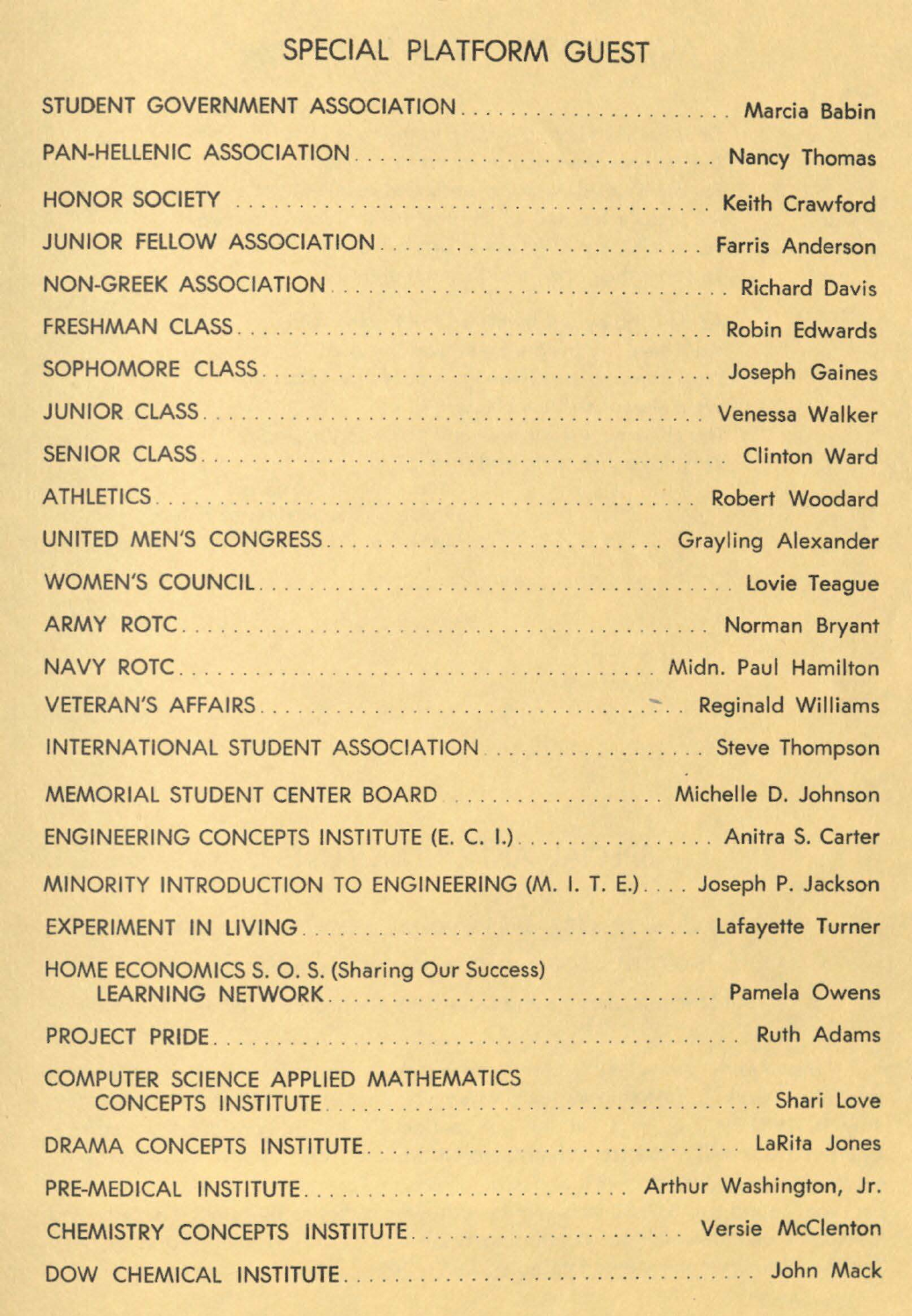## SPECIAL PLATFORM GUEST

| | |
|---|---|
| STUDENT GOVERNMENT ASSOCIATION | Marcia Babin |
| PAN-HELLENIC ASSOCIATION | Nancy Thomas |
| HONOR SOCIETY | Keith Crawford |
| JUNIOR FELLOW ASSOCIATION | Farris Anderson |
| NON-GREEK ASSOCIATION | Richard Davis |
| FRESHMAN CLASS | Robin Edwards |
| SOPHOMORE CLASS | Joseph Gaines |
| JUNIOR CLASS | Venessa Walker |
| SENIOR CLASS | Clinton Ward |
| ATHLETICS | Robert Woodard |
| UNITED MEN'S CONGRESS | Grayling Alexander |
| WOMEN'S COUNCIL | Lovie Teague |
| ARMY ROTC | Norman Bryant |
| NAVY ROTC | Midn. Paul Hamilton |
| VETERAN'S AFFAIRS | Reginald Williams |
| INTERNATIONAL STUDENT ASSOCIATION | Steve Thompson |
| MEMORIAL STUDENT CENTER BOARD | Michelle D. Johnson |
| ENGINEERING CONCEPTS INSTITUTE (E. C. I.) | Anitra S. Carter |
| MINORITY INTRODUCTION TO ENGINEERING (M. I. T. E.) | Joseph P. Jackson |
| EXPERIMENT IN LIVING | Lafayette Turner |
| HOME ECONOMICS S. O. S. (Sharing Our Success) LEARNING NETWORK | Pamela Owens |
| PROJECT PRIDE | Ruth Adams |
| COMPUTER SCIENCE APPLIED MATHEMATICS CONCEPTS INSTITUTE | Shari Love |
| DRAMA CONCEPTS INSTITUTE | LaRita Jones |
| PRE-MEDICAL INSTITUTE | Arthur Washington, Jr. |
| CHEMISTRY CONCEPTS INSTITUTE | Versie McClenton |
| DOW CHEMICAL INSTITUTE | John Mack |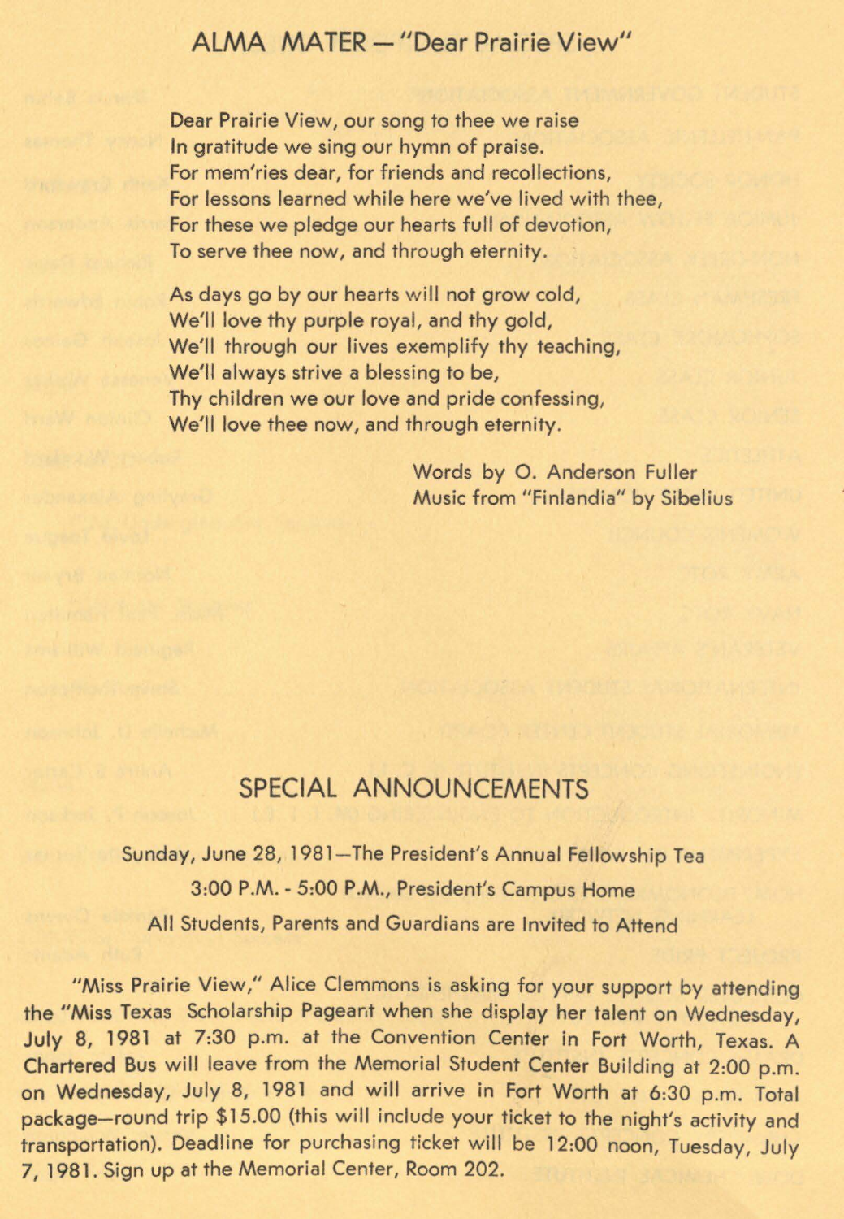## ALMA MATER — "Dear Prairie View"

Dear Prairie View, our song to thee we raise
In gratitude we sing our hymn of praise.
For mem'ries dear, for friends and recollections,
For lessons learned while here we've lived with thee,
For these we pledge our hearts full of devotion,
To serve thee now, and through eternity.

As days go by our hearts will not grow cold,
We'll love thy purple royal, and thy gold,
We'll through our lives exemplify thy teaching,
We'll always strive a blessing to be,
Thy children we our love and pride confessing,
We'll love thee now, and through eternity.

Words by O. Anderson Fuller
Music from "Finlandia" by Sibelius

## SPECIAL ANNOUNCEMENTS

Sunday, June 28, 1981—The President's Annual Fellowship Tea
3:00 P.M. - 5:00 P.M., President's Campus Home
All Students, Parents and Guardians are Invited to Attend

"Miss Prairie View," Alice Clemmons is asking for your support by attending the "Miss Texas Scholarship Pageant when she display her talent on Wednesday, July 8, 1981 at 7:30 p.m. at the Convention Center in Fort Worth, Texas. A Chartered Bus will leave from the Memorial Student Center Building at 2:00 p.m. on Wednesday, July 8, 1981 and will arrive in Fort Worth at 6:30 p.m. Total package—round trip $15.00 (this will include your ticket to the night's activity and transportation). Deadline for purchasing ticket will be 12:00 noon, Tuesday, July 7, 1981. Sign up at the Memorial Center, Room 202.